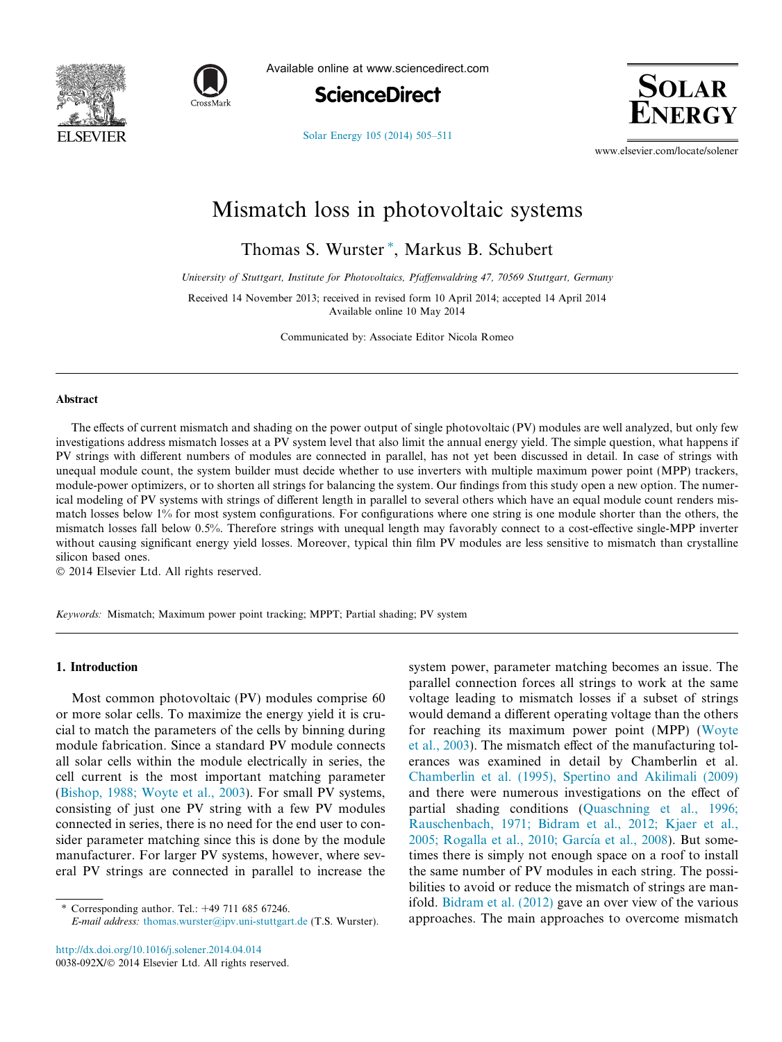# Mismatch loss in photovoltaic systems

Thomas S. Wurster *, Markus B. Schubert

*University of Stuttgart, Institute for Photovoltaics, Pfaffenwaldring 47, 70569 Stuttgart, Germany*

Received 14 November 2013; received in revised form 10 April 2014; accepted 14 April 2014
Available online 10 May 2014

Communicated by: Associate Editor Nicola Romeo

## Abstract

The effects of current mismatch and shading on the power output of single photovoltaic (PV) modules are well analyzed, but only few investigations address mismatch losses at a PV system level that also limit the annual energy yield. The simple question, what happens if PV strings with different numbers of modules are connected in parallel, has not yet been discussed in detail. In case of strings with unequal module count, the system builder must decide whether to use inverters with multiple maximum power point (MPP) trackers, module-power optimizers, or to shorten all strings for balancing the system. Our findings from this study open a new option. The numerical modeling of PV systems with strings of different length in parallel to several others which have an equal module count renders mismatch losses below 1% for most system configurations. For configurations where one string is one module shorter than the others, the mismatch losses fall below 0.5%. Therefore strings with unequal length may favorably connect to a cost-effective single-MPP inverter without causing significant energy yield losses. Moreover, typical thin film PV modules are less sensitive to mismatch than crystalline silicon based ones.

© 2014 Elsevier Ltd. All rights reserved.

*Keywords:* Mismatch; Maximum power point tracking; MPPT; Partial shading; PV system

## 1. Introduction

Most common photovoltaic (PV) modules comprise 60 or more solar cells. To maximize the energy yield it is crucial to match the parameters of the cells by binning during module fabrication. Since a standard PV module connects all solar cells within the module electrically in series, the cell current is the most important matching parameter (Bishop, 1988; Woyte et al., 2003). For small PV systems, consisting of just one PV string with a few PV modules connected in series, there is no need for the end user to consider parameter matching since this is done by the module manufacturer. For larger PV systems, however, where several PV strings are connected in parallel to increase the system power, parameter matching becomes an issue. The parallel connection forces all strings to work at the same voltage leading to mismatch losses if a subset of strings would demand a different operating voltage than the others for reaching its maximum power point (MPP) (Woyte et al., 2003). The mismatch effect of the manufacturing tolerances was examined in detail by Chamberlin et al. Chamberlin et al. (1995), Spertino and Akilimali (2009) and there were numerous investigations on the effect of partial shading conditions (Quaschning et al., 1996; Rauschenbach, 1971; Bidram et al., 2012; Kjaer et al., 2005; Rogalla et al., 2010; García et al., 2008). But sometimes there is simply not enough space on a roof to install the same number of PV modules in each string. The possibilities to avoid or reduce the mismatch of strings are manifold. Bidram et al. (2012) gave an over view of the various approaches. The main approaches to overcome mismatch

* Corresponding author. Tel.: +49 711 685 67246.
*E-mail address:* thomas.wurster@ipv.uni-stuttgart.de (T.S. Wurster).

http://dx.doi.org/10.1016/j.solener.2014.04.014
0038-092X/© 2014 Elsevier Ltd. All rights reserved.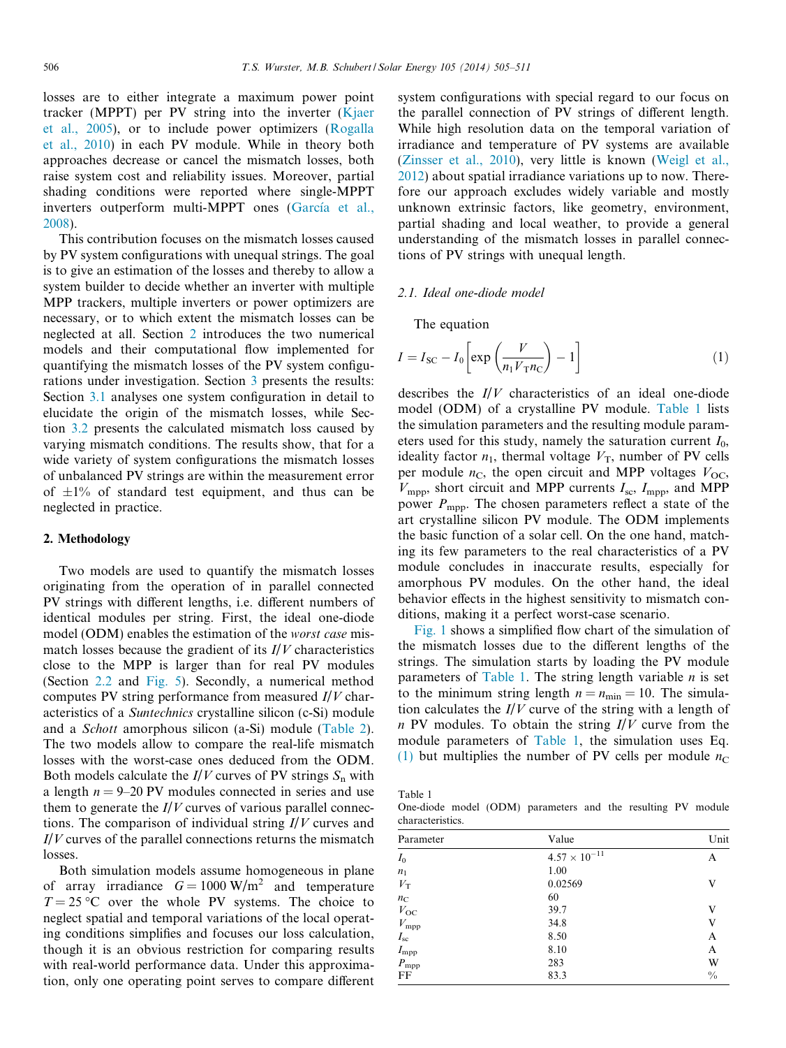losses are to either integrate a maximum power point tracker (MPPT) per PV string into the inverter (Kjaer et al., 2005), or to include power optimizers (Rogalla et al., 2010) in each PV module. While in theory both approaches decrease or cancel the mismatch losses, both raise system cost and reliability issues. Moreover, partial shading conditions were reported where single-MPPT inverters outperform multi-MPPT ones (García et al., 2008).

This contribution focuses on the mismatch losses caused by PV system configurations with unequal strings. The goal is to give an estimation of the losses and thereby to allow a system builder to decide whether an inverter with multiple MPP trackers, multiple inverters or power optimizers are necessary, or to which extent the mismatch losses can be neglected at all. Section 2 introduces the two numerical models and their computational flow implemented for quantifying the mismatch losses of the PV system configurations under investigation. Section 3 presents the results: Section 3.1 analyses one system configuration in detail to elucidate the origin of the mismatch losses, while Section 3.2 presents the calculated mismatch loss caused by varying mismatch conditions. The results show, that for a wide variety of system configurations the mismatch losses of unbalanced PV strings are within the measurement error of ±1% of standard test equipment, and thus can be neglected in practice.

## 2. Methodology

Two models are used to quantify the mismatch losses originating from the operation of in parallel connected PV strings with different lengths, i.e. different numbers of identical modules per string. First, the ideal one-diode model (ODM) enables the estimation of the *worst case* mismatch losses because the gradient of its $I/V$ characteristics close to the MPP is larger than for real PV modules (Section 2.2 and Fig. 5). Secondly, a numerical method computes PV string performance from measured $I/V$ characteristics of a *Suntechnics* crystalline silicon (c-Si) module and a *Schott* amorphous silicon (a-Si) module (Table 2). The two models allow to compare the real-life mismatch losses with the worst-case ones deduced from the ODM. Both models calculate the $I/V$ curves of PV strings $S_n$ with a length $n = 9$–$20$ PV modules connected in series and use them to generate the $I/V$ curves of various parallel connections. The comparison of individual string $I/V$ curves and $I/V$ curves of the parallel connections returns the mismatch losses.

Both simulation models assume homogeneous in plane of array irradiance $G = 1000\ \mathrm{W/m^2}$ and temperature $T = 25\ ^\circ\mathrm{C}$ over the whole PV systems. The choice to neglect spatial and temporal variations of the local operating conditions simplifies and focuses our loss calculation, though it is an obvious restriction for comparing results with real-world performance data. Under this approximation, only one operating point serves to compare different system configurations with special regard to our focus on the parallel connection of PV strings of different length. While high resolution data on the temporal variation of irradiance and temperature of PV systems are available (Zinsser et al., 2010), very little is known (Weigl et al., 2012) about spatial irradiance variations up to now. Therefore our approach excludes widely variable and mostly unknown extrinsic factors, like geometry, environment, partial shading and local weather, to provide a general understanding of the mismatch losses in parallel connections of PV strings with unequal length.

### 2.1. Ideal one-diode model

The equation

$$I = I_{\mathrm{SC}} - I_0\left[\exp\left(\frac{V}{n_1 V_{\mathrm{T}} n_{\mathrm{C}}}\right) - 1\right] \tag{1}$$

describes the $I/V$ characteristics of an ideal one-diode model (ODM) of a crystalline PV module. Table 1 lists the simulation parameters and the resulting module parameters used for this study, namely the saturation current $I_0$, ideality factor $n_1$, thermal voltage $V_{\mathrm{T}}$, number of PV cells per module $n_{\mathrm{C}}$, the open circuit and MPP voltages $V_{\mathrm{OC}}$, $V_{\mathrm{mpp}}$, short circuit and MPP currents $I_{\mathrm{sc}}$, $I_{\mathrm{mpp}}$, and MPP power $P_{\mathrm{mpp}}$. The chosen parameters reflect a state of the art crystalline silicon PV module. The ODM implements the basic function of a solar cell. On the one hand, matching its few parameters to the real characteristics of a PV module concludes in inaccurate results, especially for amorphous PV modules. On the other hand, the ideal behavior effects in the highest sensitivity to mismatch conditions, making it a perfect worst-case scenario.

Fig. 1 shows a simplified flow chart of the simulation of the mismatch losses due to the different lengths of the strings. The simulation starts by loading the PV module parameters of Table 1. The string length variable $n$ is set to the minimum string length $n = n_{\mathrm{min}} = 10$. The simulation calculates the $I/V$ curve of the string with a length of $n$ PV modules. To obtain the string $I/V$ curve from the module parameters of Table 1, the simulation uses Eq. (1) but multiplies the number of PV cells per module $n_{\mathrm{C}}$

Table 1
One-diode model (ODM) parameters and the resulting PV module characteristics.

| Parameter | Value | Unit |
|---|---|---|
| $I_0$ | $4.57 \times 10^{-11}$ | A |
| $n_1$ | 1.00 | |
| $V_{\mathrm{T}}$ | 0.02569 | V |
| $n_{\mathrm{C}}$ | 60 | |
| $V_{\mathrm{OC}}$ | 39.7 | V |
| $V_{\mathrm{mpp}}$ | 34.8 | V |
| $I_{\mathrm{sc}}$ | 8.50 | A |
| $I_{\mathrm{mpp}}$ | 8.10 | A |
| $P_{\mathrm{mpp}}$ | 283 | W |
| FF | 83.3 | % |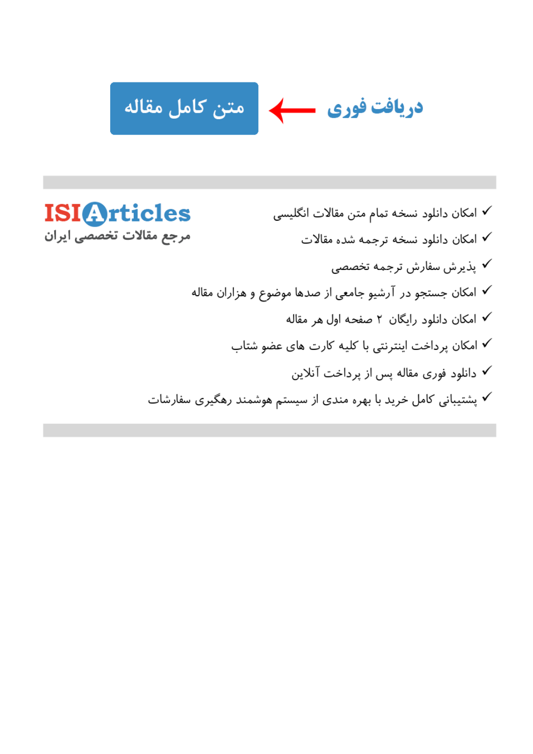دریافت فوری ← متن کامل مقاله

**ISIArticles**
مرجع مقالات تخصصی ایران

- ✓ امکان دانلود نسخه تمام متن مقالات انگلیسی
- ✓ امکان دانلود نسخه ترجمه شده مقالات
- ✓ پذیرش سفارش ترجمه تخصصی
- ✓ امکان جستجو در آرشیو جامعی از صدها موضوع و هزاران مقاله
- ✓ امکان دانلود رایگان ۲ صفحه اول هر مقاله
- ✓ امکان پرداخت اینترنتی با کلیه کارت های عضو شتاب
- ✓ دانلود فوری مقاله پس از پرداخت آنلاین
- ✓ پشتیبانی کامل خرید با بهره مندی از سیستم هوشمند رهگیری سفارشات